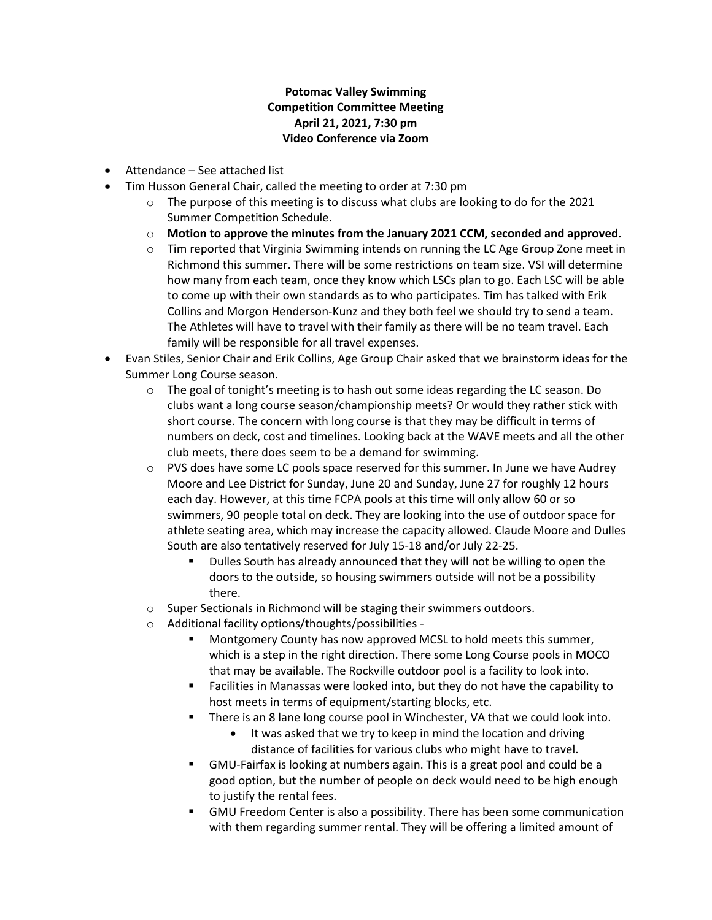**Potomac Valley Swimming**
**Competition Committee Meeting**
**April 21, 2021, 7:30 pm**
**Video Conference via Zoom**

- Attendance – See attached list
- Tim Husson General Chair, called the meeting to order at 7:30 pm
    - The purpose of this meeting is to discuss what clubs are looking to do for the 2021 Summer Competition Schedule.
    - **Motion to approve the minutes from the January 2021 CCM, seconded and approved.**
    - Tim reported that Virginia Swimming intends on running the LC Age Group Zone meet in Richmond this summer. There will be some restrictions on team size. VSI will determine how many from each team, once they know which LSCs plan to go. Each LSC will be able to come up with their own standards as to who participates. Tim has talked with Erik Collins and Morgon Henderson-Kunz and they both feel we should try to send a team. The Athletes will have to travel with their family as there will be no team travel. Each family will be responsible for all travel expenses.
- Evan Stiles, Senior Chair and Erik Collins, Age Group Chair asked that we brainstorm ideas for the Summer Long Course season.
    - The goal of tonight's meeting is to hash out some ideas regarding the LC season. Do clubs want a long course season/championship meets? Or would they rather stick with short course. The concern with long course is that they may be difficult in terms of numbers on deck, cost and timelines. Looking back at the WAVE meets and all the other club meets, there does seem to be a demand for swimming.
    - PVS does have some LC pools space reserved for this summer. In June we have Audrey Moore and Lee District for Sunday, June 20 and Sunday, June 27 for roughly 12 hours each day. However, at this time FCPA pools at this time will only allow 60 or so swimmers, 90 people total on deck. They are looking into the use of outdoor space for athlete seating area, which may increase the capacity allowed. Claude Moore and Dulles South are also tentatively reserved for July 15-18 and/or July 22-25.
        - Dulles South has already announced that they will not be willing to open the doors to the outside, so housing swimmers outside will not be a possibility there.
    - Super Sectionals in Richmond will be staging their swimmers outdoors.
    - Additional facility options/thoughts/possibilities -
        - Montgomery County has now approved MCSL to hold meets this summer, which is a step in the right direction. There some Long Course pools in MOCO that may be available. The Rockville outdoor pool is a facility to look into.
        - Facilities in Manassas were looked into, but they do not have the capability to host meets in terms of equipment/starting blocks, etc.
        - There is an 8 lane long course pool in Winchester, VA that we could look into.
            - It was asked that we try to keep in mind the location and driving distance of facilities for various clubs who might have to travel.
        - GMU-Fairfax is looking at numbers again. This is a great pool and could be a good option, but the number of people on deck would need to be high enough to justify the rental fees.
        - GMU Freedom Center is also a possibility. There has been some communication with them regarding summer rental. They will be offering a limited amount of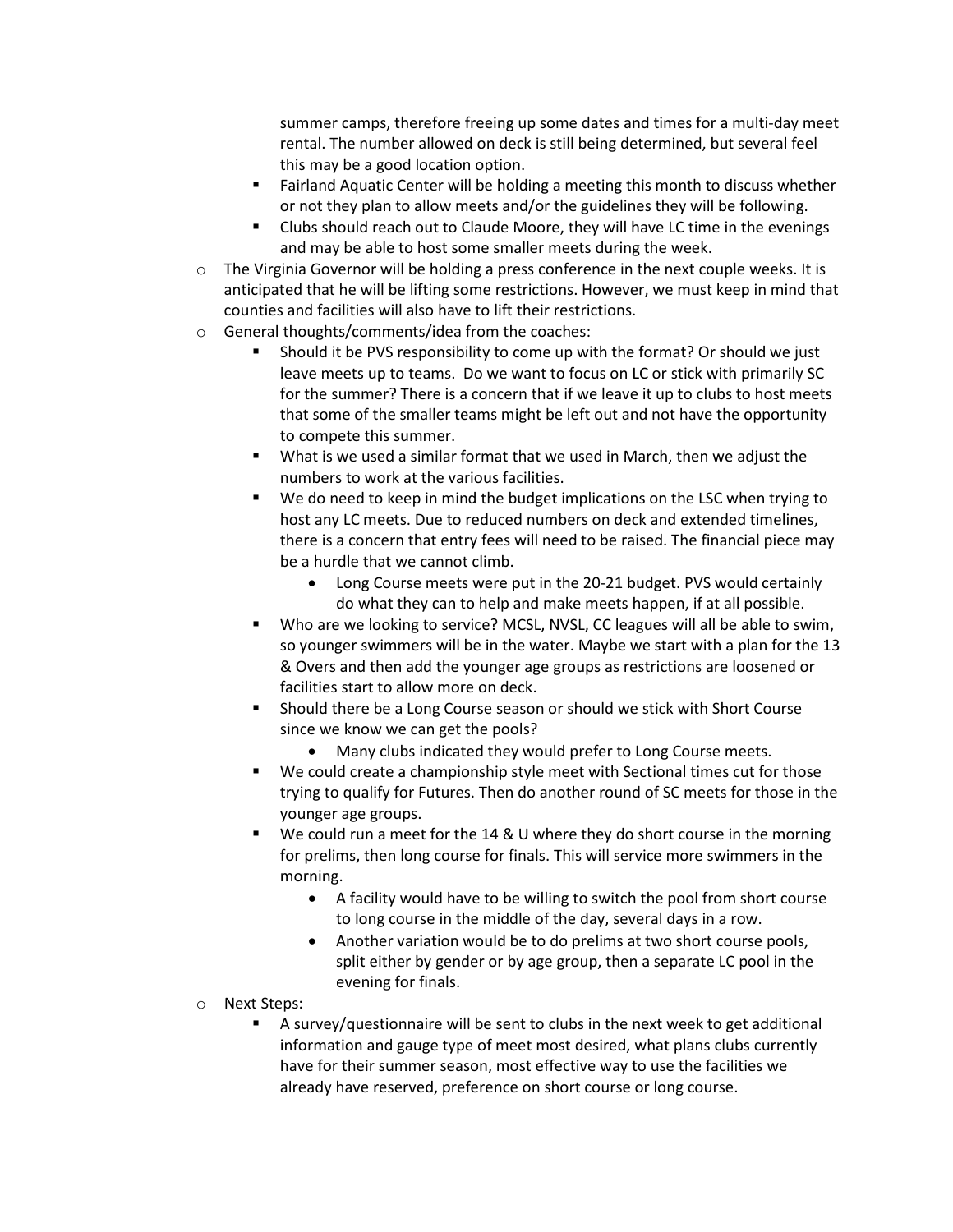summer camps, therefore freeing up some dates and times for a multi-day meet rental. The number allowed on deck is still being determined, but several feel this may be a good location option.

- Fairland Aquatic Center will be holding a meeting this month to discuss whether or not they plan to allow meets and/or the guidelines they will be following.
- Clubs should reach out to Claude Moore, they will have LC time in the evenings and may be able to host some smaller meets during the week.

- The Virginia Governor will be holding a press conference in the next couple weeks. It is anticipated that he will be lifting some restrictions. However, we must keep in mind that counties and facilities will also have to lift their restrictions.
- General thoughts/comments/idea from the coaches:
  - Should it be PVS responsibility to come up with the format? Or should we just leave meets up to teams. Do we want to focus on LC or stick with primarily SC for the summer? There is a concern that if we leave it up to clubs to host meets that some of the smaller teams might be left out and not have the opportunity to compete this summer.
  - What is we used a similar format that we used in March, then we adjust the numbers to work at the various facilities.
  - We do need to keep in mind the budget implications on the LSC when trying to host any LC meets. Due to reduced numbers on deck and extended timelines, there is a concern that entry fees will need to be raised. The financial piece may be a hurdle that we cannot climb.
    - Long Course meets were put in the 20-21 budget. PVS would certainly do what they can to help and make meets happen, if at all possible.
  - Who are we looking to service? MCSL, NVSL, CC leagues will all be able to swim, so younger swimmers will be in the water. Maybe we start with a plan for the 13 & Overs and then add the younger age groups as restrictions are loosened or facilities start to allow more on deck.
  - Should there be a Long Course season or should we stick with Short Course since we know we can get the pools?
    - Many clubs indicated they would prefer to Long Course meets.
  - We could create a championship style meet with Sectional times cut for those trying to qualify for Futures. Then do another round of SC meets for those in the younger age groups.
  - We could run a meet for the 14 & U where they do short course in the morning for prelims, then long course for finals. This will service more swimmers in the morning.
    - A facility would have to be willing to switch the pool from short course to long course in the middle of the day, several days in a row.
    - Another variation would be to do prelims at two short course pools, split either by gender or by age group, then a separate LC pool in the evening for finals.
- Next Steps:
  - A survey/questionnaire will be sent to clubs in the next week to get additional information and gauge type of meet most desired, what plans clubs currently have for their summer season, most effective way to use the facilities we already have reserved, preference on short course or long course.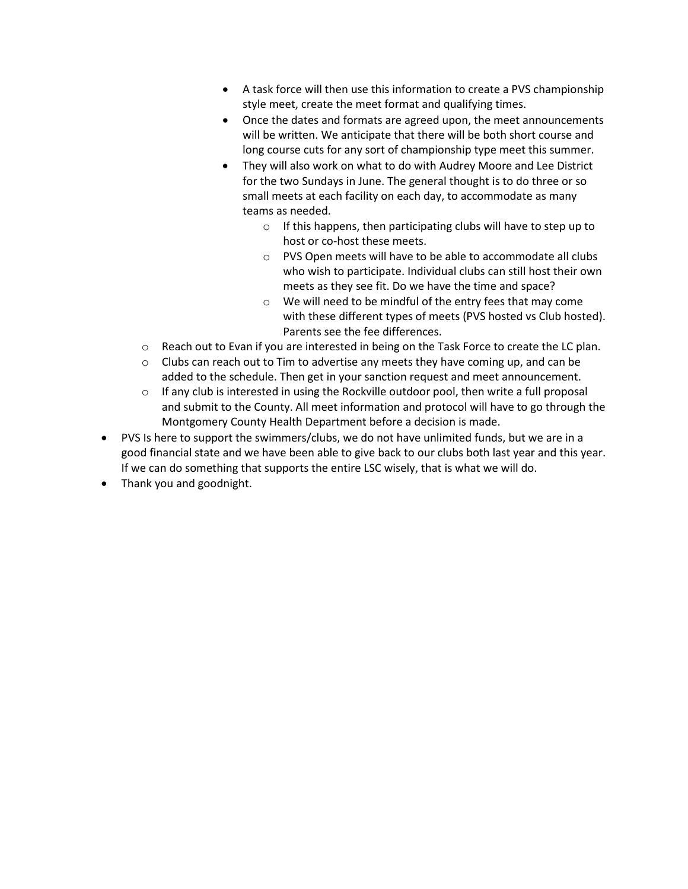- A task force will then use this information to create a PVS championship style meet, create the meet format and qualifying times.
            - Once the dates and formats are agreed upon, the meet announcements will be written. We anticipate that there will be both short course and long course cuts for any sort of championship type meet this summer.
            - They will also work on what to do with Audrey Moore and Lee District for the two Sundays in June. The general thought is to do three or so small meets at each facility on each day, to accommodate as many teams as needed.
                - If this happens, then participating clubs will have to step up to host or co-host these meets.
                - PVS Open meets will have to be able to accommodate all clubs who wish to participate. Individual clubs can still host their own meets as they see fit. Do we have the time and space?
                - We will need to be mindful of the entry fees that may come with these different types of meets (PVS hosted vs Club hosted). Parents see the fee differences.
    - Reach out to Evan if you are interested in being on the Task Force to create the LC plan.
    - Clubs can reach out to Tim to advertise any meets they have coming up, and can be added to the schedule. Then get in your sanction request and meet announcement.
    - If any club is interested in using the Rockville outdoor pool, then write a full proposal and submit to the County. All meet information and protocol will have to go through the Montgomery County Health Department before a decision is made.
- PVS Is here to support the swimmers/clubs, we do not have unlimited funds, but we are in a good financial state and we have been able to give back to our clubs both last year and this year. If we can do something that supports the entire LSC wisely, that is what we will do.
- Thank you and goodnight.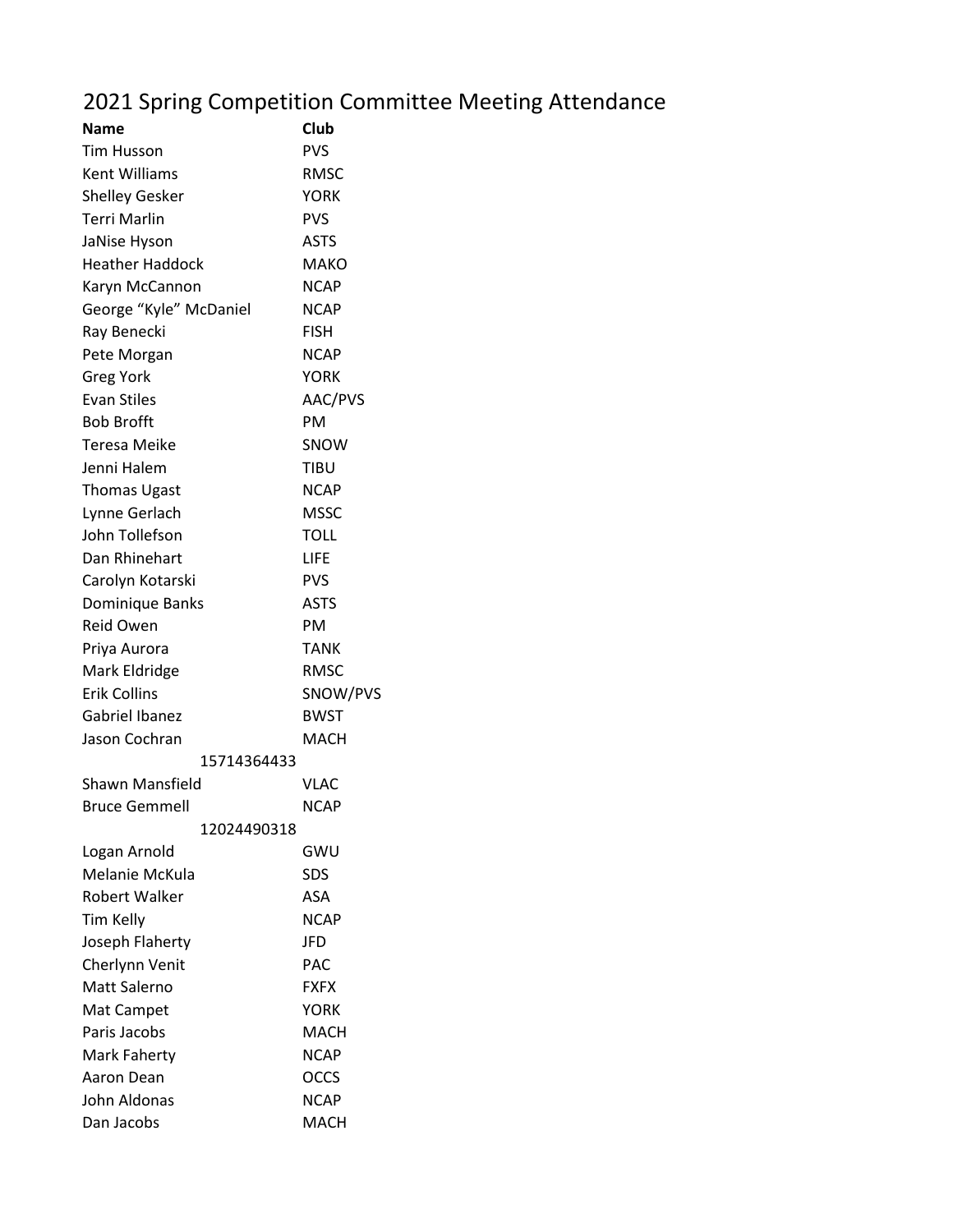# 2021 Spring Competition Committee Meeting Attendance

| Name | Club |
| --- | --- |
| Tim Husson | PVS |
| Kent Williams | RMSC |
| Shelley Gesker | YORK |
| Terri Marlin | PVS |
| JaNise Hyson | ASTS |
| Heather Haddock | MAKO |
| Karyn McCannon | NCAP |
| George “Kyle” McDaniel | NCAP |
| Ray Benecki | FISH |
| Pete Morgan | NCAP |
| Greg York | YORK |
| Evan Stiles | AAC/PVS |
| Bob Brofft | PM |
| Teresa Meike | SNOW |
| Jenni Halem | TIBU |
| Thomas Ugast | NCAP |
| Lynne Gerlach | MSSC |
| John Tollefson | TOLL |
| Dan Rhinehart | LIFE |
| Carolyn Kotarski | PVS |
| Dominique Banks | ASTS |
| Reid Owen | PM |
| Priya Aurora | TANK |
| Mark Eldridge | RMSC |
| Erik Collins | SNOW/PVS |
| Gabriel Ibanez | BWST |
| Jason Cochran | MACH |
| 15714364433 | |
| Shawn Mansfield | VLAC |
| Bruce Gemmell | NCAP |
| 12024490318 | |
| Logan Arnold | GWU |
| Melanie McKula | SDS |
| Robert Walker | ASA |
| Tim Kelly | NCAP |
| Joseph Flaherty | JFD |
| Cherlynn Venit | PAC |
| Matt Salerno | FXFX |
| Mat Campet | YORK |
| Paris Jacobs | MACH |
| Mark Faherty | NCAP |
| Aaron Dean | OCCS |
| John Aldonas | NCAP |
| Dan Jacobs | MACH |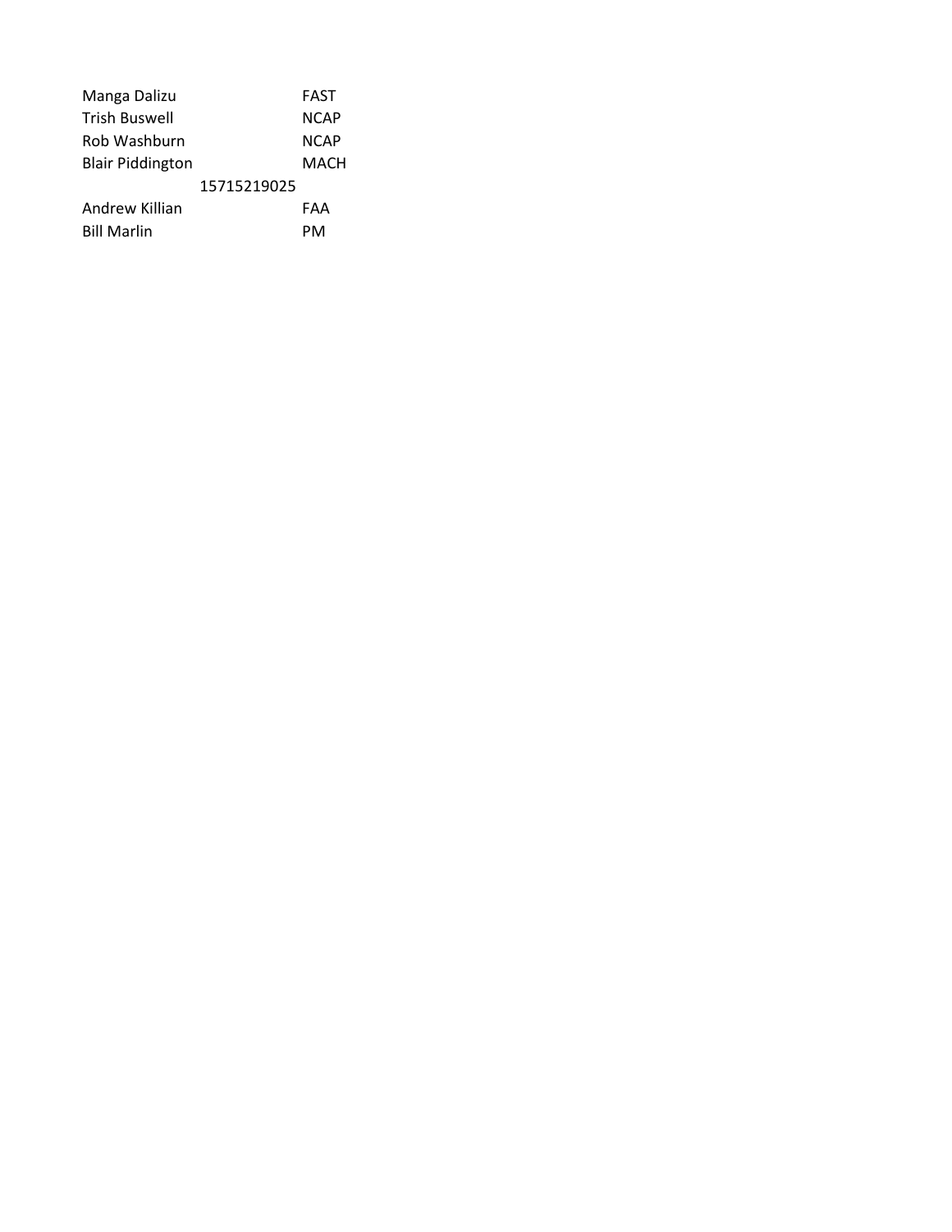| | | |
|---|---|---|
| Manga Dalizu | | FAST |
| Trish Buswell | | NCAP |
| Rob Washburn | | NCAP |
| Blair Piddington | | MACH |
| | 15715219025 | |
| Andrew Killian | | FAA |
| Bill Marlin | | PM |